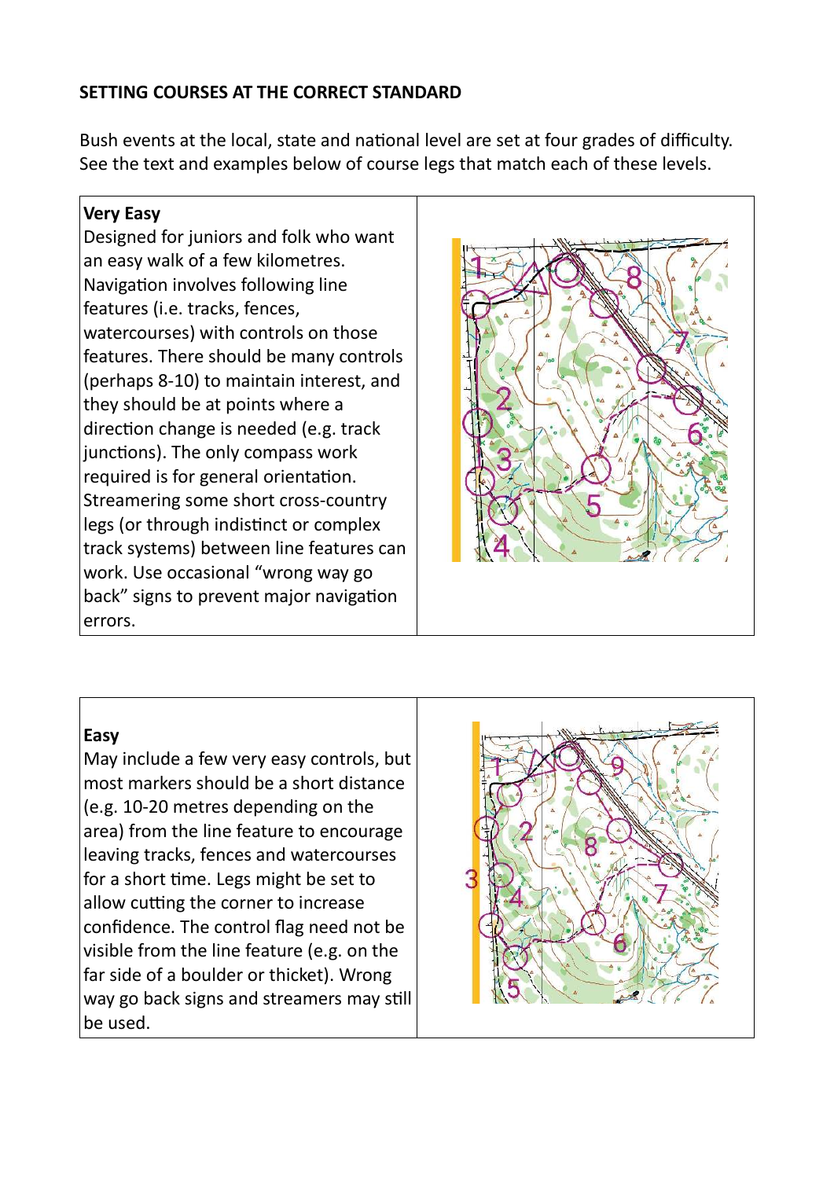**SETTING COURSES AT THE CORRECT STANDARD**

Bush events at the local, state and national level are set at four grades of difficulty. See the text and examples below of course legs that match each of these levels.

**Very Easy**

Designed for juniors and folk who want an easy walk of a few kilometres. Navigation involves following line features (i.e. tracks, fences, watercourses) with controls on those features. There should be many controls (perhaps 8-10) to maintain interest, and they should be at points where a direction change is needed (e.g. track junctions). The only compass work required is for general orientation. Streamering some short cross-country legs (or through indistinct or complex track systems) between line features can work. Use occasional "wrong way go back" signs to prevent major navigation errors.

**Easy**

May include a few very easy controls, but most markers should be a short distance (e.g. 10-20 metres depending on the area) from the line feature to encourage leaving tracks, fences and watercourses for a short time. Legs might be set to allow cutting the corner to increase confidence. The control flag need not be visible from the line feature (e.g. on the far side of a boulder or thicket). Wrong way go back signs and streamers may still be used.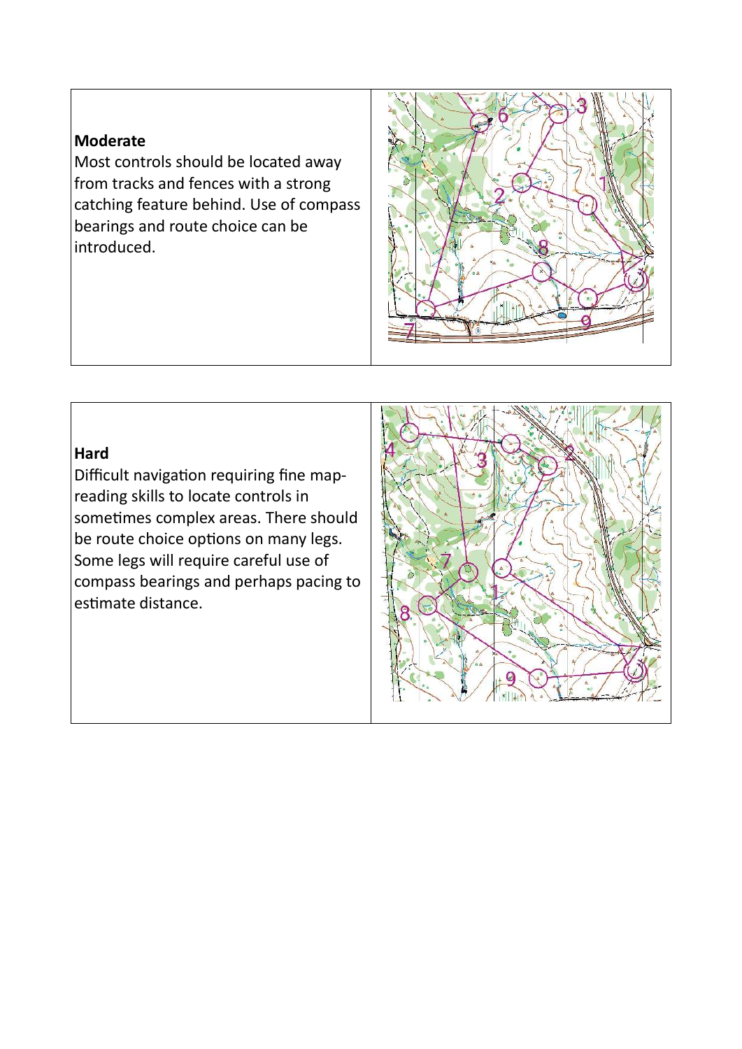**Moderate**

Most controls should be located away from tracks and fences with a strong catching feature behind. Use of compass bearings and route choice can be introduced.

**Hard**

Difficult navigation requiring fine map-reading skills to locate controls in sometimes complex areas. There should be route choice options on many legs. Some legs will require careful use of compass bearings and perhaps pacing to estimate distance.